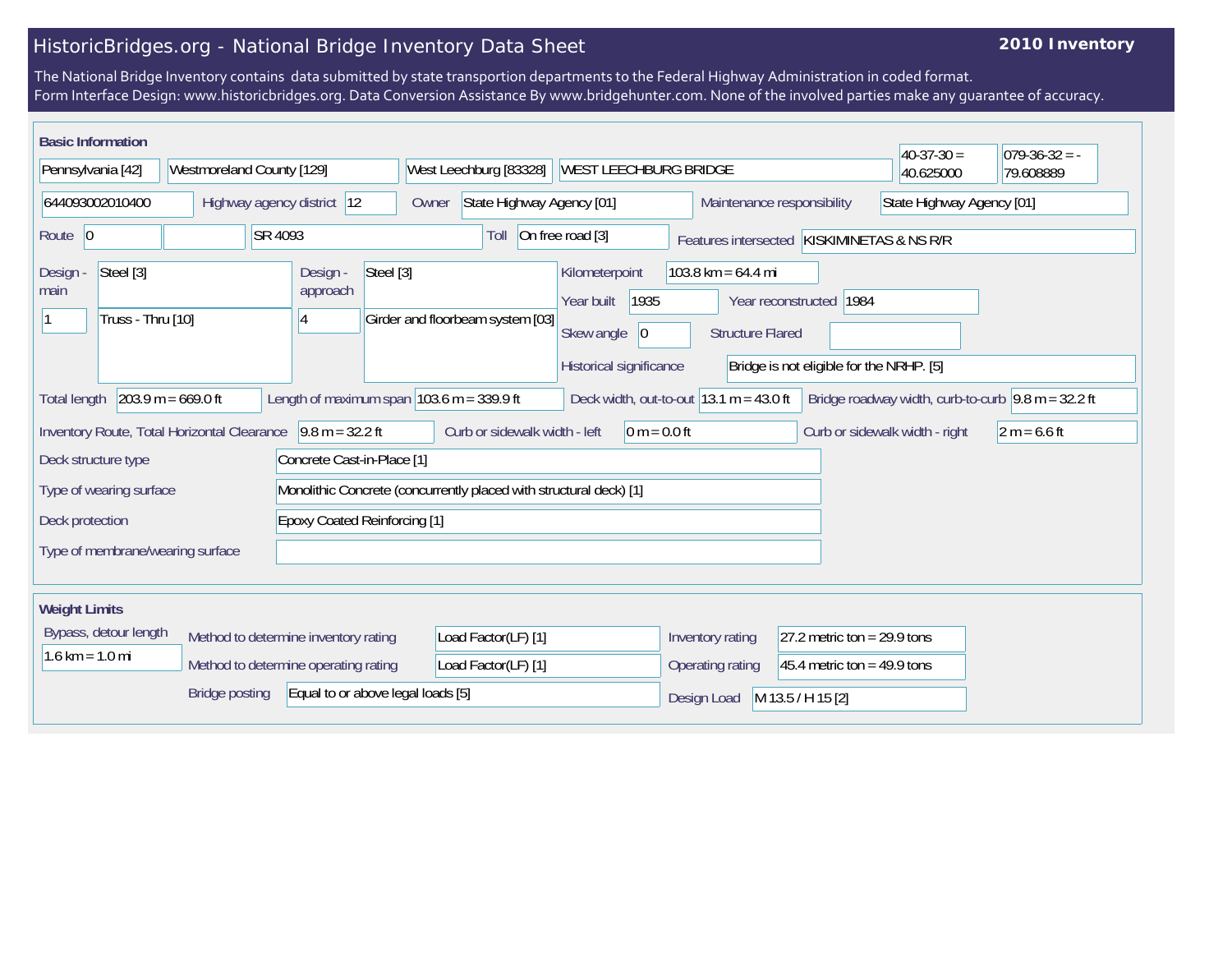# HistoricBridges.org - National Bridge Inventory Data Sheet

**2010 Inventory**

The National Bridge Inventory contains data submitted by state transportion departments to the Federal Highway Administration in coded format.
Form Interface Design: www.historicbridges.org. Data Conversion Assistance By www.bridgehunter.com. None of the involved parties make any guarantee of accuracy.

## Basic Information

| | |
|---|---|
| State | Pennsylvania [42] |
| County | Westmoreland County [129] |
| Place | West Leechburg [83328] |
| Name | WEST LEECHBURG BRIDGE |
| Latitude | 40-37-30 = 40.625000 |
| Longitude | 079-36-32 = -79.608889 |
| Structure number | 644093002010400 |
| Highway agency district | 12 |
| Owner | State Highway Agency [01] |
| Maintenance responsibility | State Highway Agency [01] |
| Route | 0 |
| Route name | SR 4093 |
| Toll | On free road [3] |
| Features intersected | KISKIMINETAS & NS R/R |
| Design - main | Steel [3] |
| Main spans | 1 |
| Main type | Truss - Thru [10] |
| Design - approach | Steel [3] |
| Approach spans | 4 |
| Approach type | Girder and floorbeam system [03] |
| Kilometerpoint | 103.8 km = 64.4 mi |
| Year built | 1935 |
| Year reconstructed | 1984 |
| Skew angle | 0 |
| Structure Flared | |
| Historical significance | Bridge is not eligible for the NRHP. [5] |
| Total length | 203.9 m = 669.0 ft |
| Length of maximum span | 103.6 m = 339.9 ft |
| Deck width, out-to-out | 13.1 m = 43.0 ft |
| Bridge roadway width, curb-to-curb | 9.8 m = 32.2 ft |
| Inventory Route, Total Horizontal Clearance | 9.8 m = 32.2 ft |
| Curb or sidewalk width - left | 0 m = 0.0 ft |
| Curb or sidewalk width - right | 2 m = 6.6 ft |
| Deck structure type | Concrete Cast-in-Place [1] |
| Type of wearing surface | Monolithic Concrete (concurrently placed with structural deck) [1] |
| Deck protection | Epoxy Coated Reinforcing [1] |
| Type of membrane/wearing surface | |

## Weight Limits

| | |
|---|---|
| Bypass, detour length | 1.6 km = 1.0 mi |
| Method to determine inventory rating | Load Factor(LF) [1] |
| Method to determine operating rating | Load Factor(LF) [1] |
| Bridge posting | Equal to or above legal loads [5] |
| Inventory rating | 27.2 metric ton = 29.9 tons |
| Operating rating | 45.4 metric ton = 49.9 tons |
| Design Load | M 13.5 / H 15 [2] |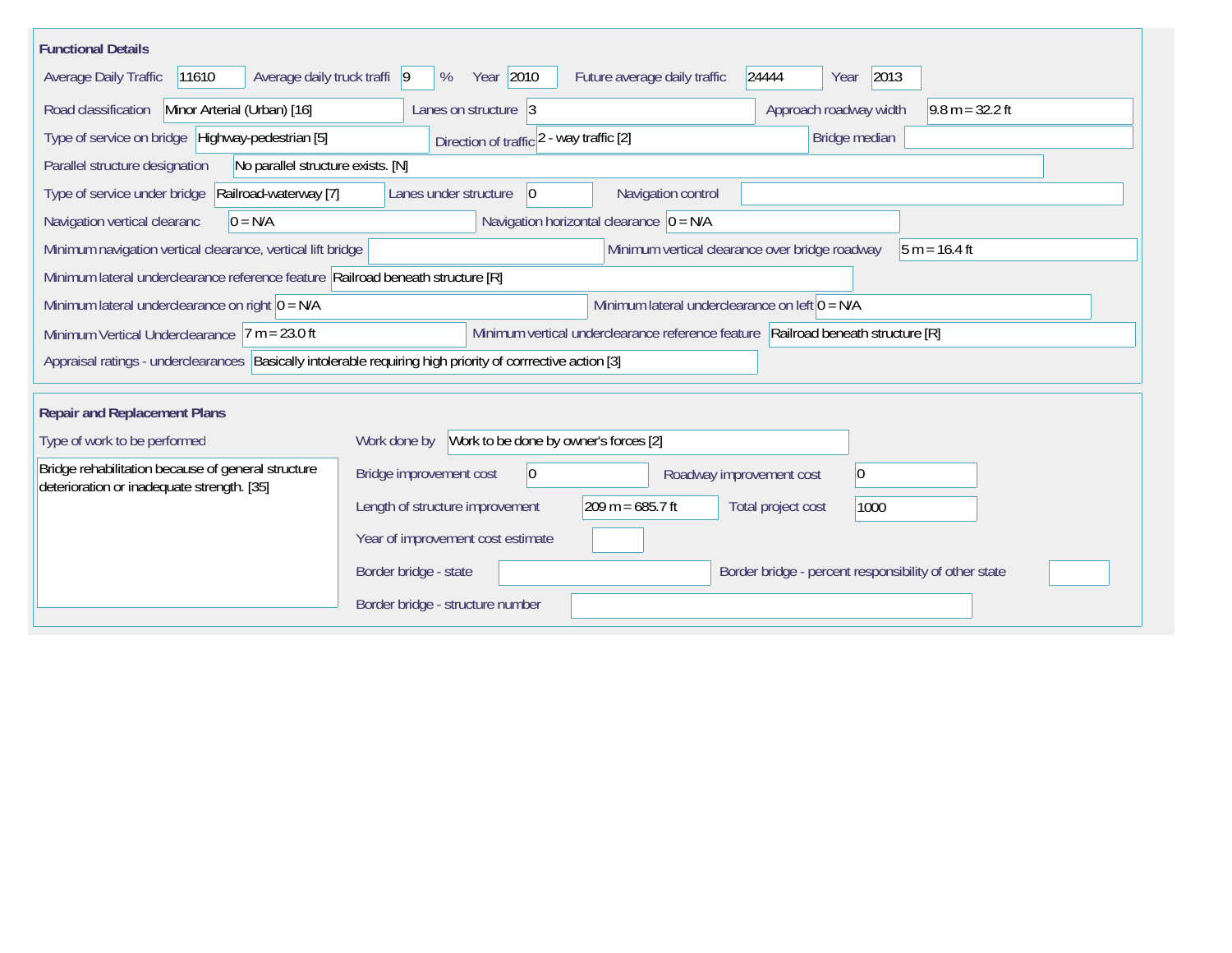## Functional Details

| Field | Value |
| --- | --- |
| Average Daily Traffic | 11610 |
| Average daily truck traffi | 9 % |
| Year | 2010 |
| Future average daily traffic | 24444 |
| Year | 2013 |
| Road classification | Minor Arterial (Urban) [16] |
| Lanes on structure | 3 |
| Approach roadway width | 9.8 m = 32.2 ft |
| Type of service on bridge | Highway-pedestrian [5] |
| Direction of traffic | 2 - way traffic [2] |
| Bridge median | |
| Parallel structure designation | No parallel structure exists. [N] |
| Type of service under bridge | Railroad-waterway [7] |
| Lanes under structure | 0 |
| Navigation control | |
| Navigation vertical clearanc | 0 = N/A |
| Navigation horizontal clearance | 0 = N/A |
| Minimum navigation vertical clearance, vertical lift bridge | |
| Minimum vertical clearance over bridge roadway | 5 m = 16.4 ft |
| Minimum lateral underclearance reference feature | Railroad beneath structure [R] |
| Minimum lateral underclearance on right | 0 = N/A |
| Minimum lateral underclearance on left | 0 = N/A |
| Minimum Vertical Underclearance | 7 m = 23.0 ft |
| Minimum vertical underclearance reference feature | Railroad beneath structure [R] |
| Appraisal ratings - underclearances | Basically intolerable requiring high priority of corrrective action [3] |

## Repair and Replacement Plans

| Field | Value |
| --- | --- |
| Type of work to be performed | Bridge rehabilitation because of general structure deterioration or inadequate strength. [35] |
| Work done by | Work to be done by owner's forces [2] |
| Bridge improvement cost | 0 |
| Roadway improvement cost | 0 |
| Length of structure improvement | 209 m = 685.7 ft |
| Total project cost | 1000 |
| Year of improvement cost estimate | |
| Border bridge - state | |
| Border bridge - percent responsibility of other state | |
| Border bridge - structure number | |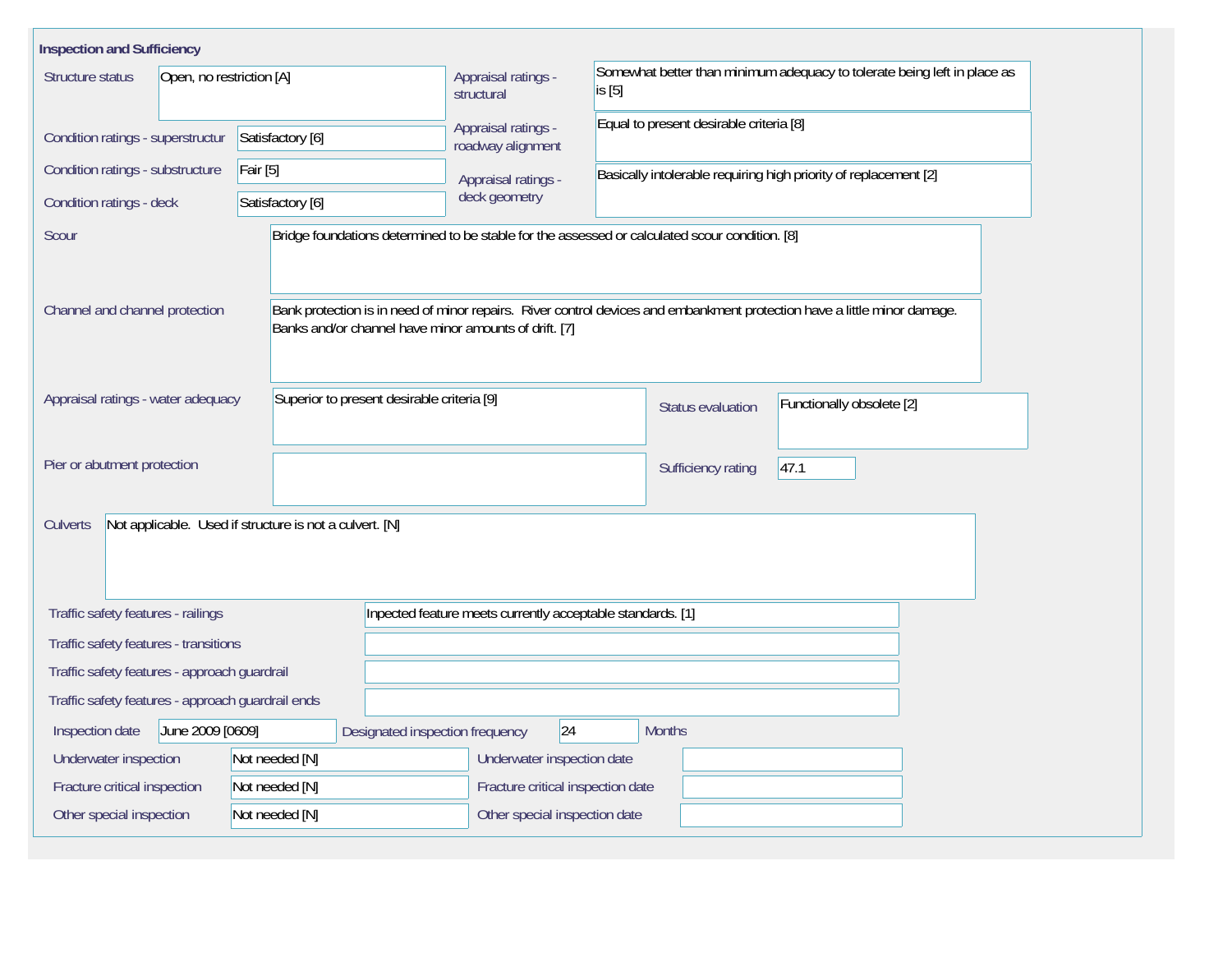## Inspection and Sufficiency

| Field | Value |
|---|---|
| Structure status | Open, no restriction [A] |
| Appraisal ratings - structural | Somewhat better than minimum adequacy to tolerate being left in place as is [5] |
| Condition ratings - superstructur | Satisfactory [6] |
| Appraisal ratings - roadway alignment | Equal to present desirable criteria [8] |
| Condition ratings - substructure | Fair [5] |
| Appraisal ratings - deck geometry | Basically intolerable requiring high priority of replacement [2] |
| Condition ratings - deck | Satisfactory [6] |
| Scour | Bridge foundations determined to be stable for the assessed or calculated scour condition. [8] |
| Channel and channel protection | Bank protection is in need of minor repairs. River control devices and embankment protection have a little minor damage. Banks and/or channel have minor amounts of drift. [7] |
| Appraisal ratings - water adequacy | Superior to present desirable criteria [9] |
| Status evaluation | Functionally obsolete [2] |
| Pier or abutment protection | |
| Sufficiency rating | 47.1 |
| Culverts | Not applicable. Used if structure is not a culvert. [N] |
| Traffic safety features - railings | Inpected feature meets currently acceptable standards. [1] |
| Traffic safety features - transitions | |
| Traffic safety features - approach guardrail | |
| Traffic safety features - approach guardrail ends | |
| Inspection date | June 2009 [0609] |
| Designated inspection frequency | 24 Months |
| Underwater inspection | Not needed [N] |
| Underwater inspection date | |
| Fracture critical inspection | Not needed [N] |
| Fracture critical inspection date | |
| Other special inspection | Not needed [N] |
| Other special inspection date | |